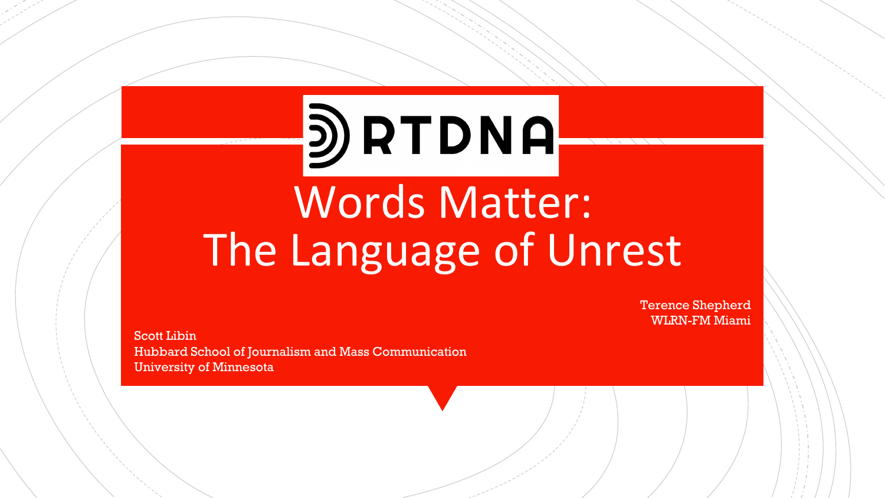RTDNA

# Words Matter: The Language of Unrest

Terence Shepherd
WLRN-FM Miami

Scott Libin
Hubbard School of Journalism and Mass Communication
University of Minnesota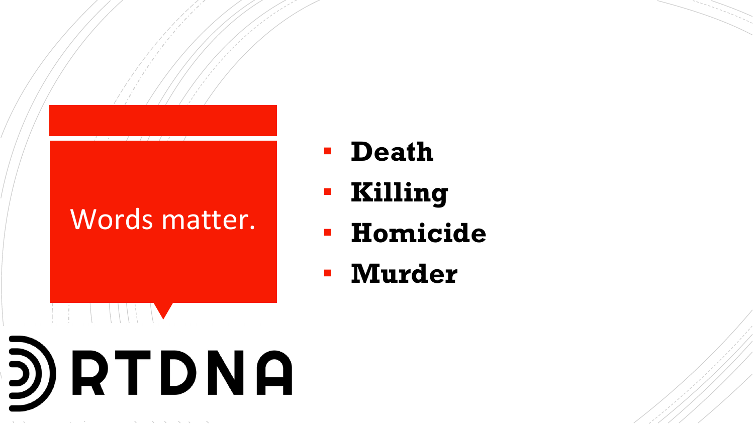# Words matter.

- **Death**
- **Killing**
- **Homicide**
- **Murder**

RTDNA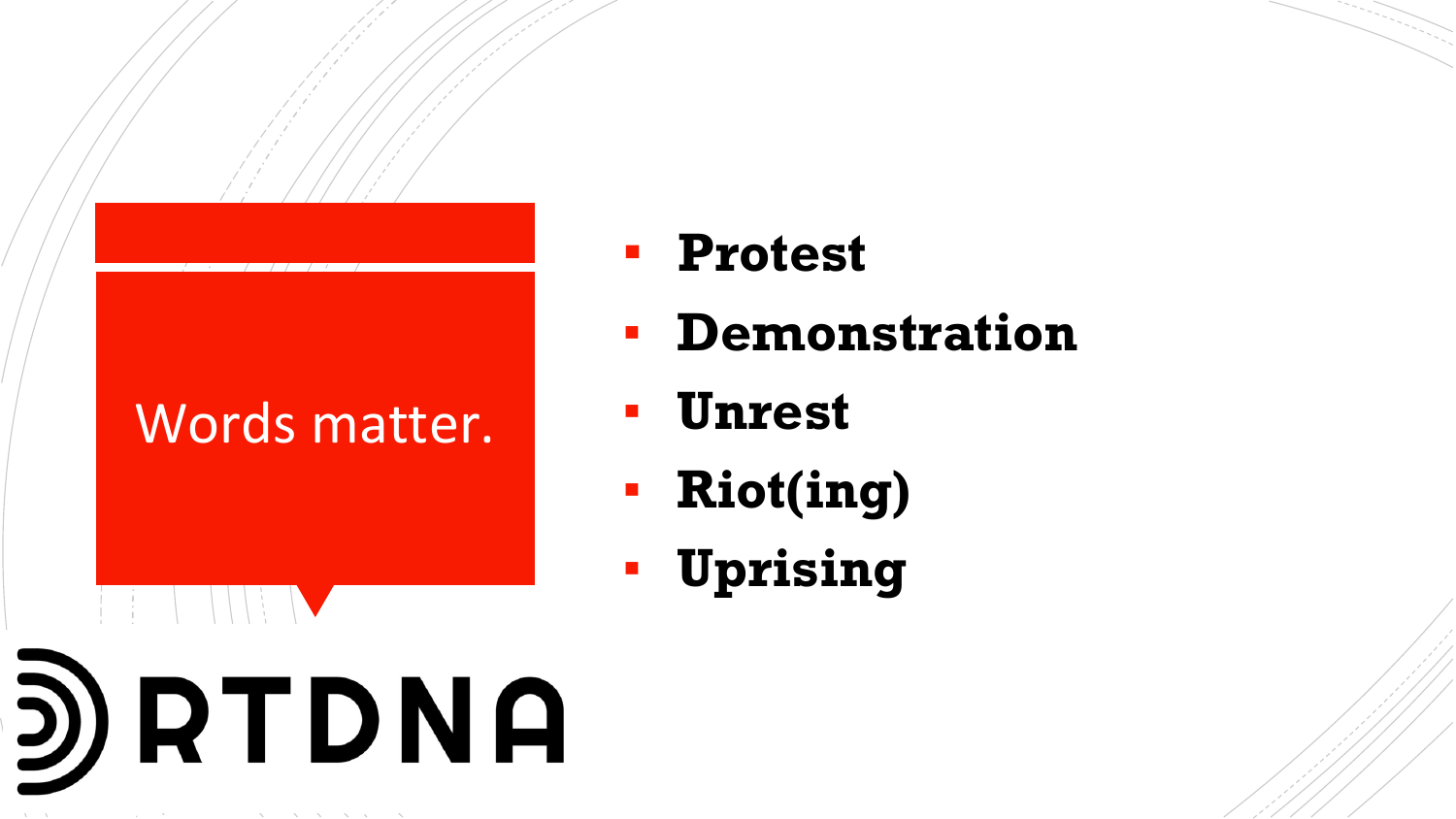## Words matter.

- **Protest**
- **Demonstration**
- **Unrest**
- **Riot(ing)**
- **Uprising**

RTDNA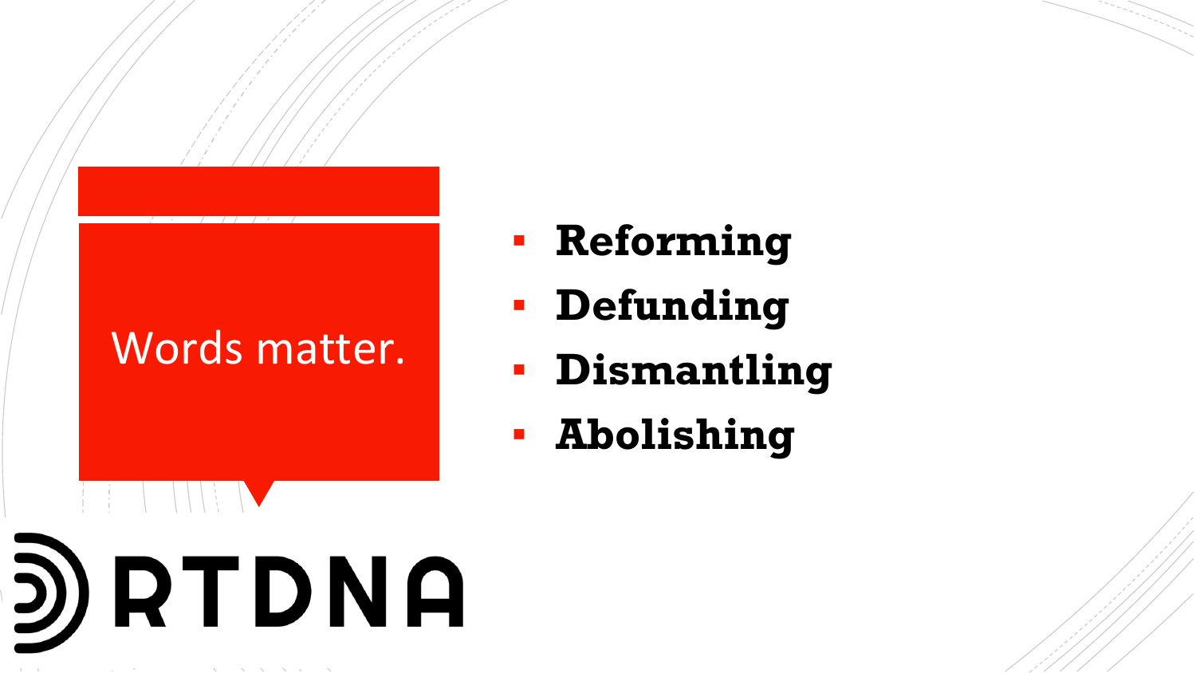## Words matter.

- **Reforming**
- **Defunding**
- **Dismantling**
- **Abolishing**

RTDNA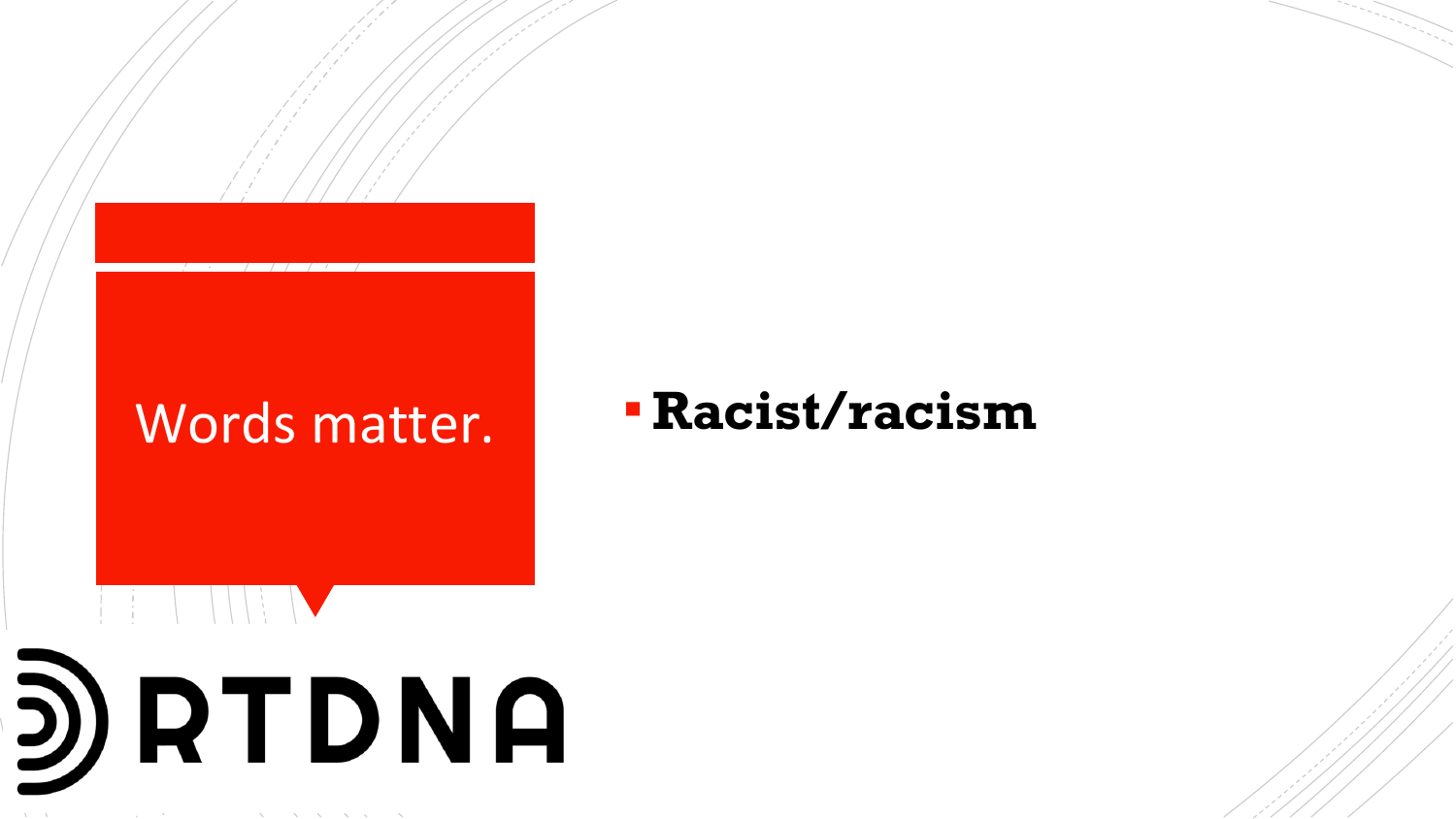# Words matter.

- **Racist/racism**

RTDNA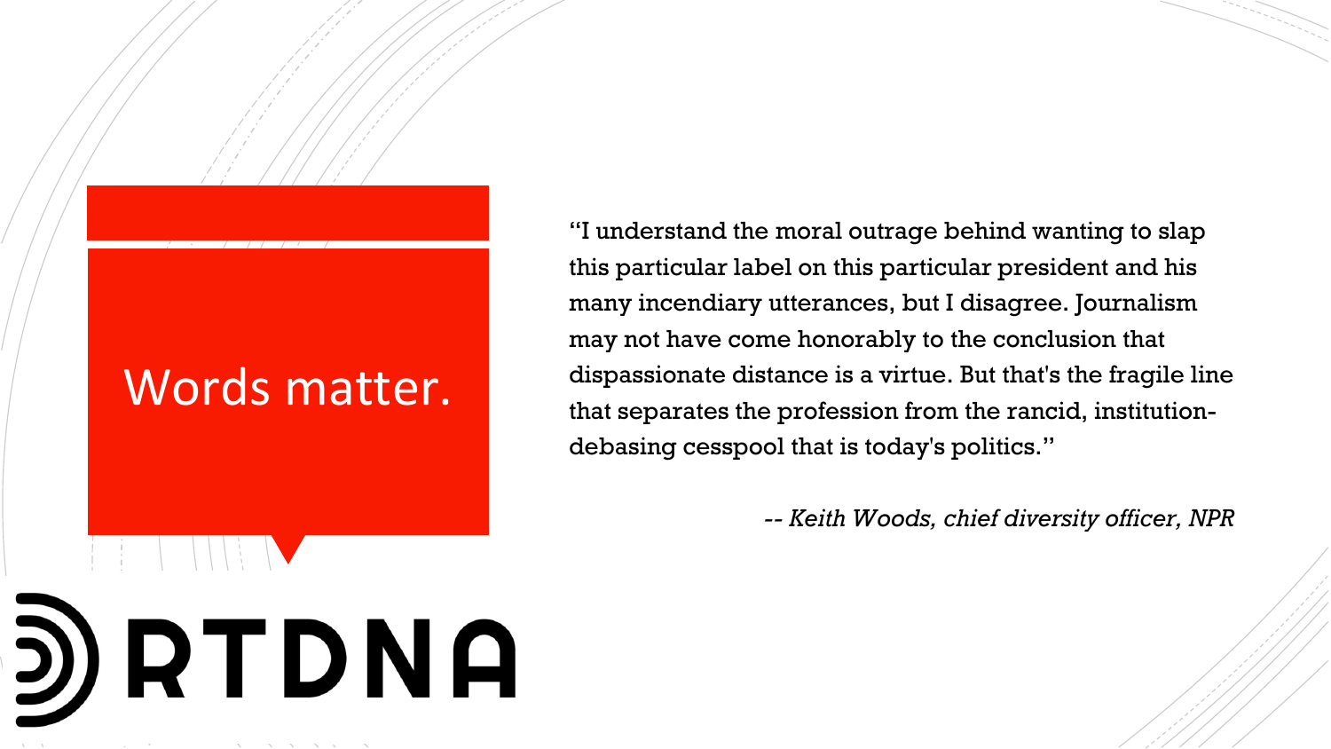# Words matter.

"I understand the moral outrage behind wanting to slap this particular label on this particular president and his many incendiary utterances, but I disagree. Journalism may not have come honorably to the conclusion that dispassionate distance is a virtue. But that's the fragile line that separates the profession from the rancid, institution-debasing cesspool that is today's politics."

*-- Keith Woods, chief diversity officer, NPR*

RTDNA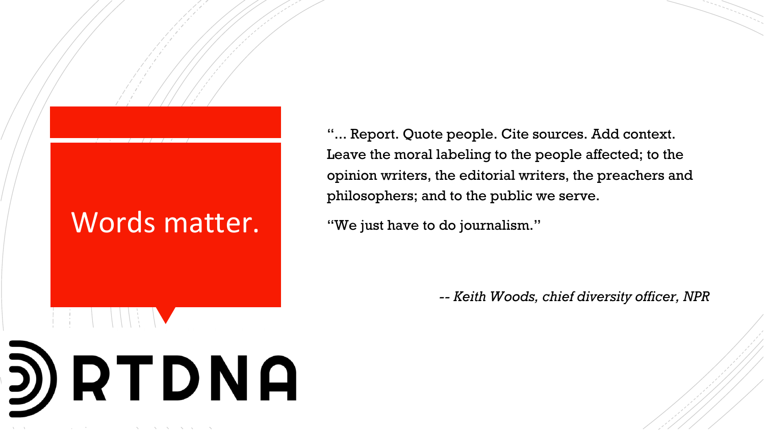# Words matter.

"... Report. Quote people. Cite sources. Add context. Leave the moral labeling to the people affected; to the opinion writers, the editorial writers, the preachers and philosophers; and to the public we serve.

"We just have to do journalism."

*-- Keith Woods, chief diversity officer, NPR*

RTDNA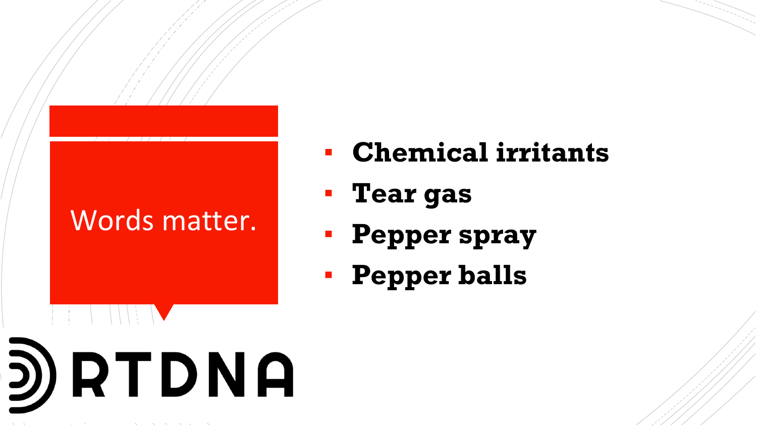## Words matter.

- **Chemical irritants**
- **Tear gas**
- **Pepper spray**
- **Pepper balls**

RTDNA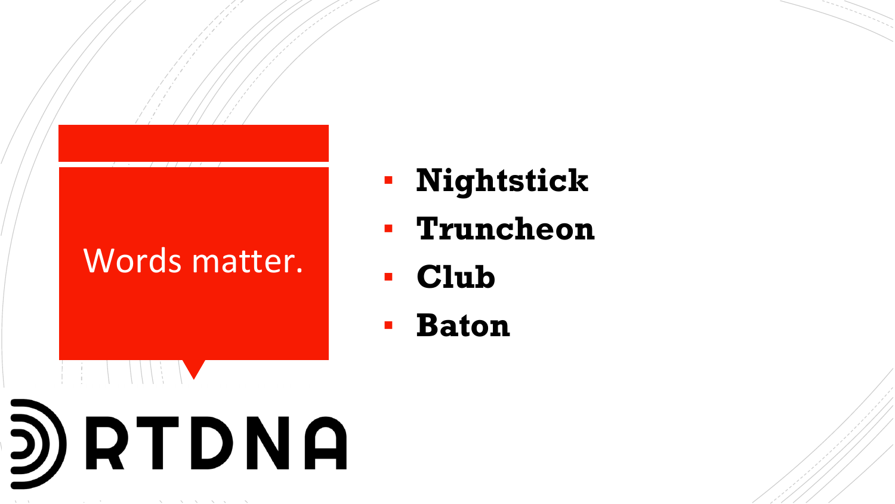# Words matter.

- **Nightstick**
- **Truncheon**
- **Club**
- **Baton**

RTDNA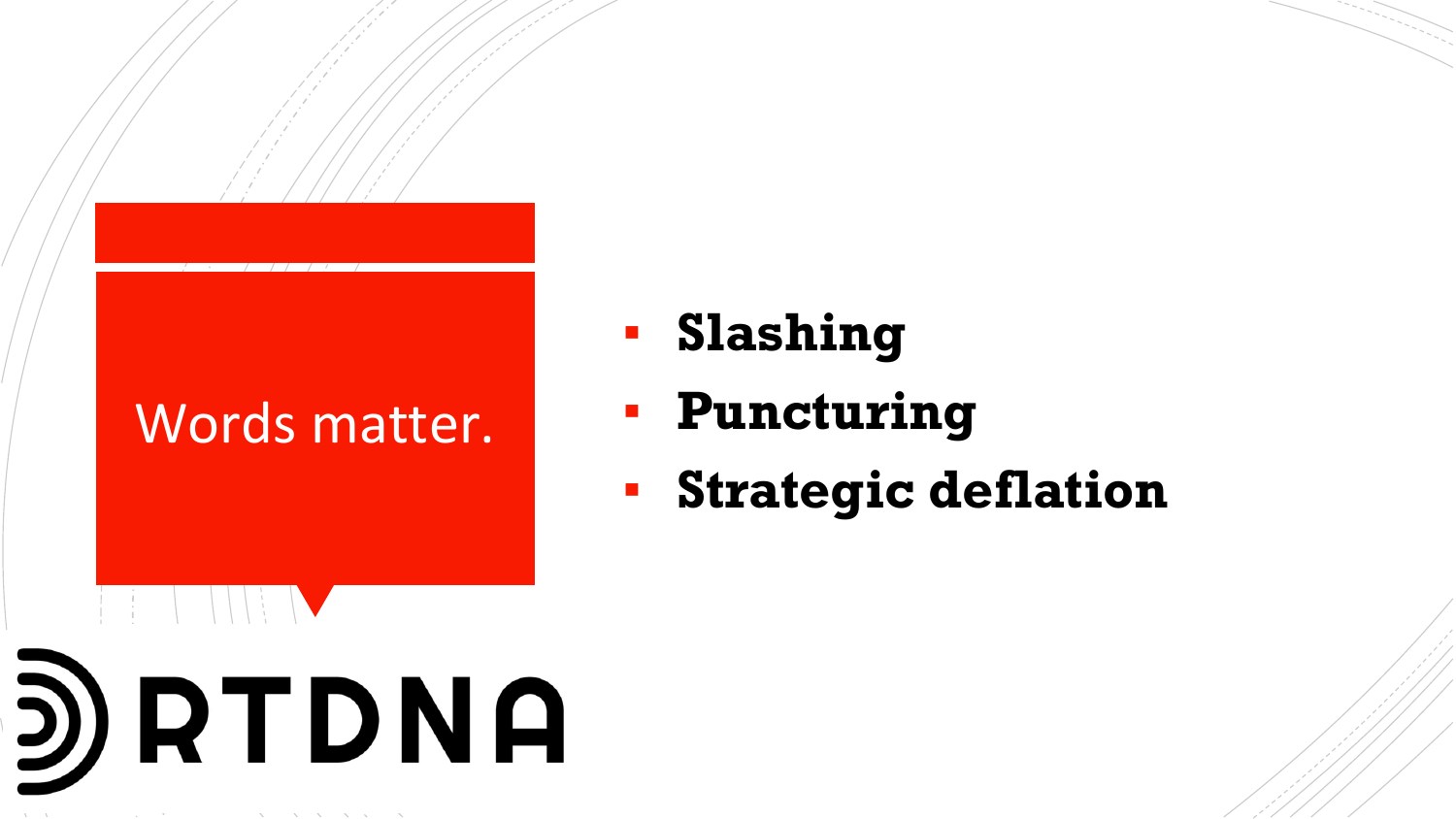# Words matter.

- **Slashing**
- **Puncturing**
- **Strategic deflation**

RTDNA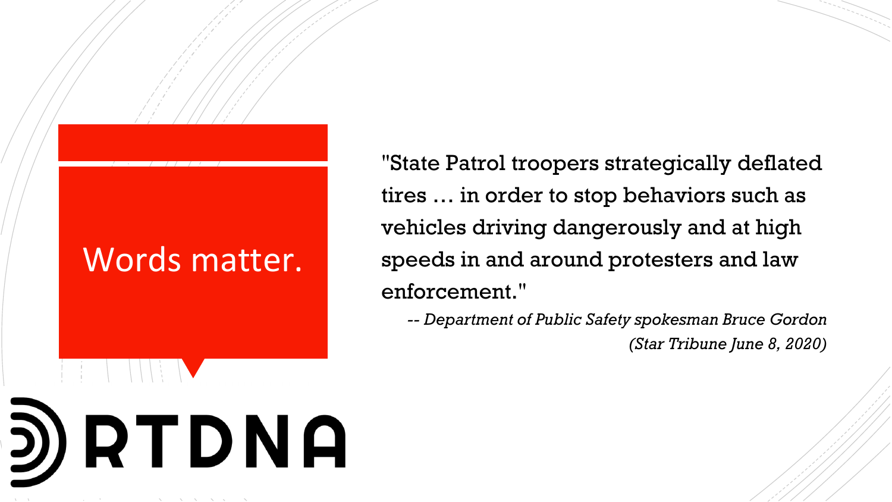# Words matter.

"State Patrol troopers strategically deflated tires … in order to stop behaviors such as vehicles driving dangerously and at high speeds in and around protesters and law enforcement."

*-- Department of Public Safety spokesman Bruce Gordon*
*(Star Tribune June 8, 2020)*

RTDNA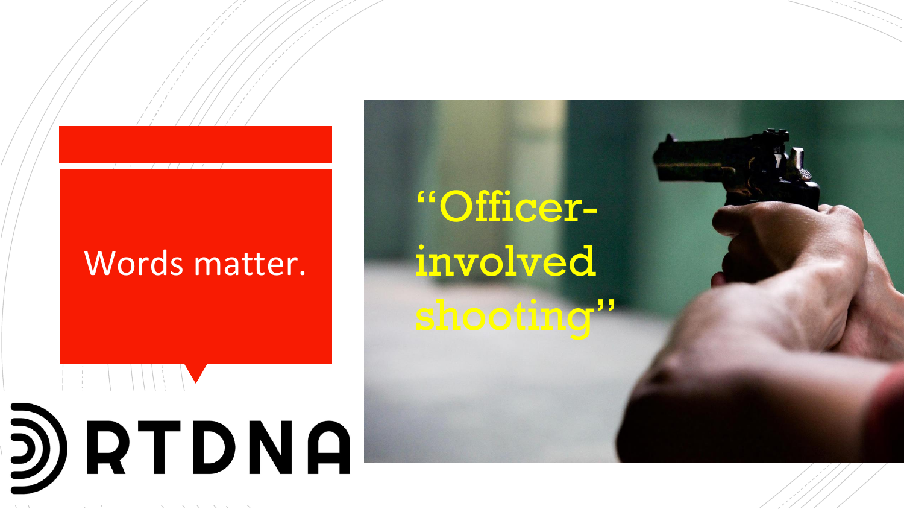Words matter.

RTDNA

"Officer-involved shooting"